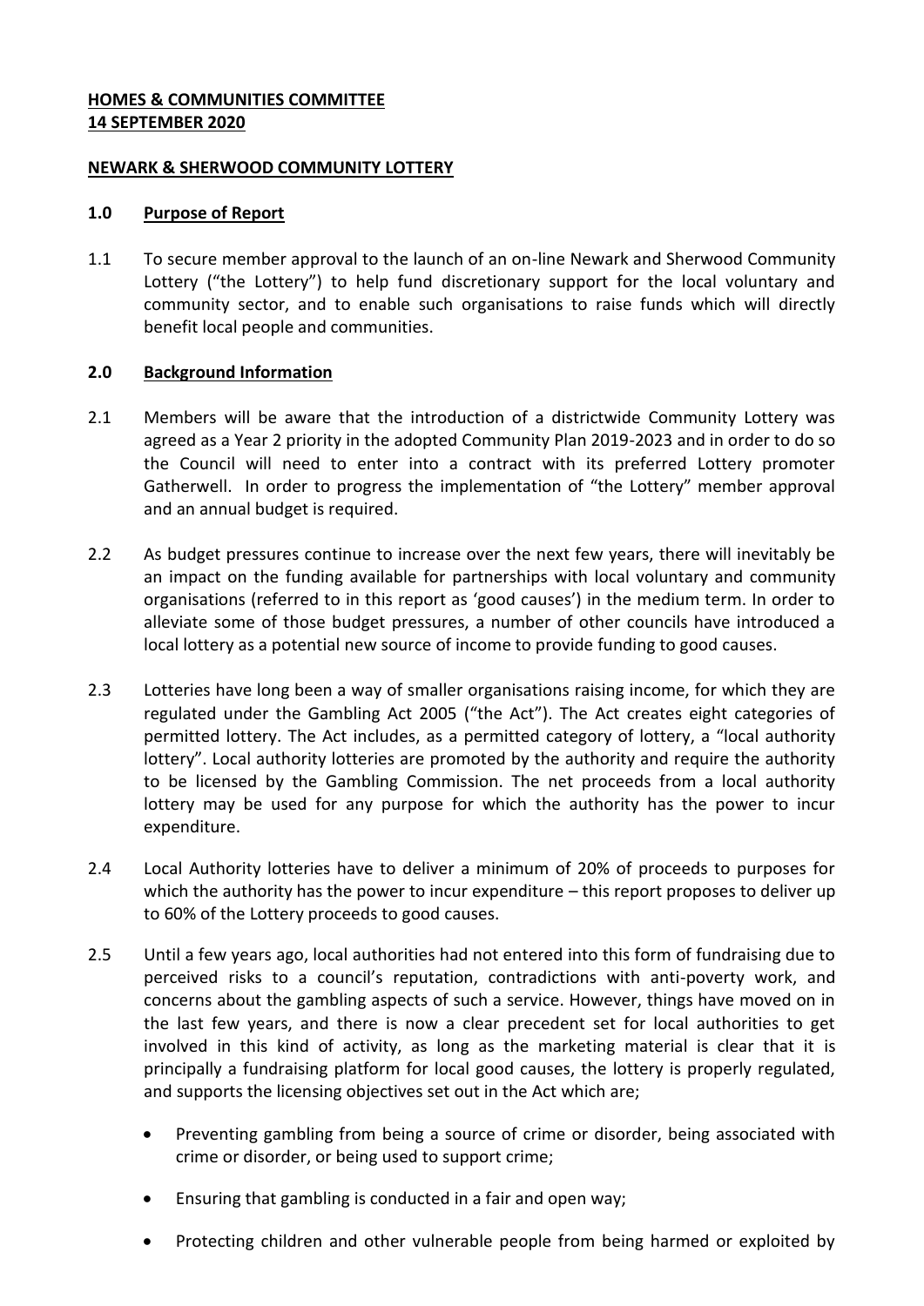**HOMES & COMMUNITIES COMMITTEE**
**14 SEPTEMBER 2020**

**NEWARK & SHERWOOD COMMUNITY LOTTERY**

## 1.0 Purpose of Report

1.1 To secure member approval to the launch of an on-line Newark and Sherwood Community Lottery ("the Lottery") to help fund discretionary support for the local voluntary and community sector, and to enable such organisations to raise funds which will directly benefit local people and communities.

## 2.0 Background Information

2.1 Members will be aware that the introduction of a districtwide Community Lottery was agreed as a Year 2 priority in the adopted Community Plan 2019-2023 and in order to do so the Council will need to enter into a contract with its preferred Lottery promoter Gatherwell. In order to progress the implementation of "the Lottery" member approval and an annual budget is required.

2.2 As budget pressures continue to increase over the next few years, there will inevitably be an impact on the funding available for partnerships with local voluntary and community organisations (referred to in this report as 'good causes') in the medium term. In order to alleviate some of those budget pressures, a number of other councils have introduced a local lottery as a potential new source of income to provide funding to good causes.

2.3 Lotteries have long been a way of smaller organisations raising income, for which they are regulated under the Gambling Act 2005 ("the Act"). The Act creates eight categories of permitted lottery. The Act includes, as a permitted category of lottery, a "local authority lottery". Local authority lotteries are promoted by the authority and require the authority to be licensed by the Gambling Commission. The net proceeds from a local authority lottery may be used for any purpose for which the authority has the power to incur expenditure.

2.4 Local Authority lotteries have to deliver a minimum of 20% of proceeds to purposes for which the authority has the power to incur expenditure – this report proposes to deliver up to 60% of the Lottery proceeds to good causes.

2.5 Until a few years ago, local authorities had not entered into this form of fundraising due to perceived risks to a council's reputation, contradictions with anti-poverty work, and concerns about the gambling aspects of such a service. However, things have moved on in the last few years, and there is now a clear precedent set for local authorities to get involved in this kind of activity, as long as the marketing material is clear that it is principally a fundraising platform for local good causes, the lottery is properly regulated, and supports the licensing objectives set out in the Act which are;

- Preventing gambling from being a source of crime or disorder, being associated with crime or disorder, or being used to support crime;
- Ensuring that gambling is conducted in a fair and open way;
- Protecting children and other vulnerable people from being harmed or exploited by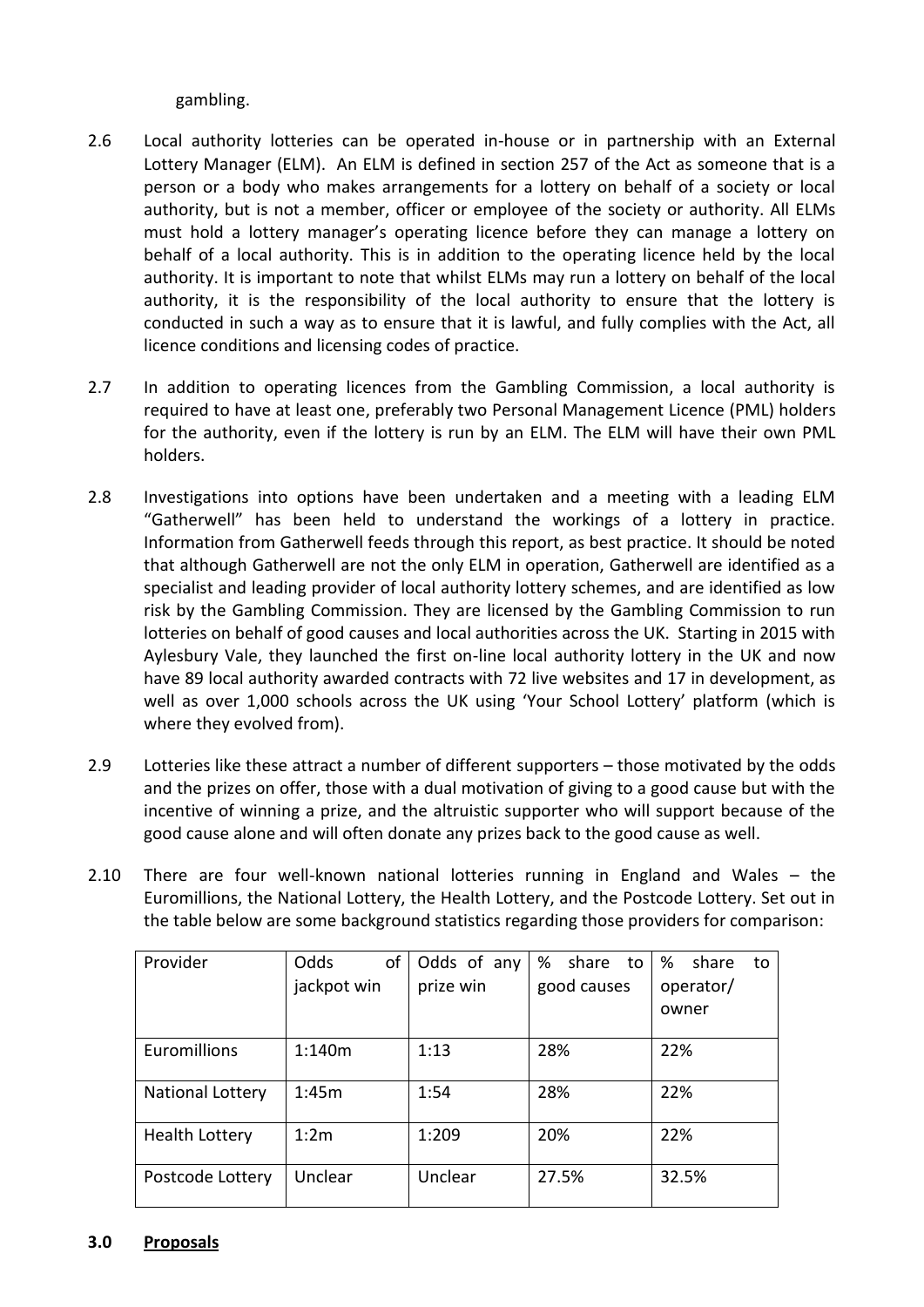gambling.

2.6 Local authority lotteries can be operated in-house or in partnership with an External Lottery Manager (ELM). An ELM is defined in section 257 of the Act as someone that is a person or a body who makes arrangements for a lottery on behalf of a society or local authority, but is not a member, officer or employee of the society or authority. All ELMs must hold a lottery manager's operating licence before they can manage a lottery on behalf of a local authority. This is in addition to the operating licence held by the local authority. It is important to note that whilst ELMs may run a lottery on behalf of the local authority, it is the responsibility of the local authority to ensure that the lottery is conducted in such a way as to ensure that it is lawful, and fully complies with the Act, all licence conditions and licensing codes of practice.

2.7 In addition to operating licences from the Gambling Commission, a local authority is required to have at least one, preferably two Personal Management Licence (PML) holders for the authority, even if the lottery is run by an ELM. The ELM will have their own PML holders.

2.8 Investigations into options have been undertaken and a meeting with a leading ELM "Gatherwell" has been held to understand the workings of a lottery in practice. Information from Gatherwell feeds through this report, as best practice. It should be noted that although Gatherwell are not the only ELM in operation, Gatherwell are identified as a specialist and leading provider of local authority lottery schemes, and are identified as low risk by the Gambling Commission. They are licensed by the Gambling Commission to run lotteries on behalf of good causes and local authorities across the UK. Starting in 2015 with Aylesbury Vale, they launched the first on-line local authority lottery in the UK and now have 89 local authority awarded contracts with 72 live websites and 17 in development, as well as over 1,000 schools across the UK using 'Your School Lottery' platform (which is where they evolved from).

2.9 Lotteries like these attract a number of different supporters – those motivated by the odds and the prizes on offer, those with a dual motivation of giving to a good cause but with the incentive of winning a prize, and the altruistic supporter who will support because of the good cause alone and will often donate any prizes back to the good cause as well.

2.10 There are four well-known national lotteries running in England and Wales – the Euromillions, the National Lottery, the Health Lottery, and the Postcode Lottery. Set out in the table below are some background statistics regarding those providers for comparison:

| Provider | Odds of jackpot win | Odds of any prize win | % share to good causes | % share to operator/ owner |
|---|---|---|---|---|
| Euromillions | 1:140m | 1:13 | 28% | 22% |
| National Lottery | 1:45m | 1:54 | 28% | 22% |
| Health Lottery | 1:2m | 1:209 | 20% | 22% |
| Postcode Lottery | Unclear | Unclear | 27.5% | 32.5% |

## 3.0 Proposals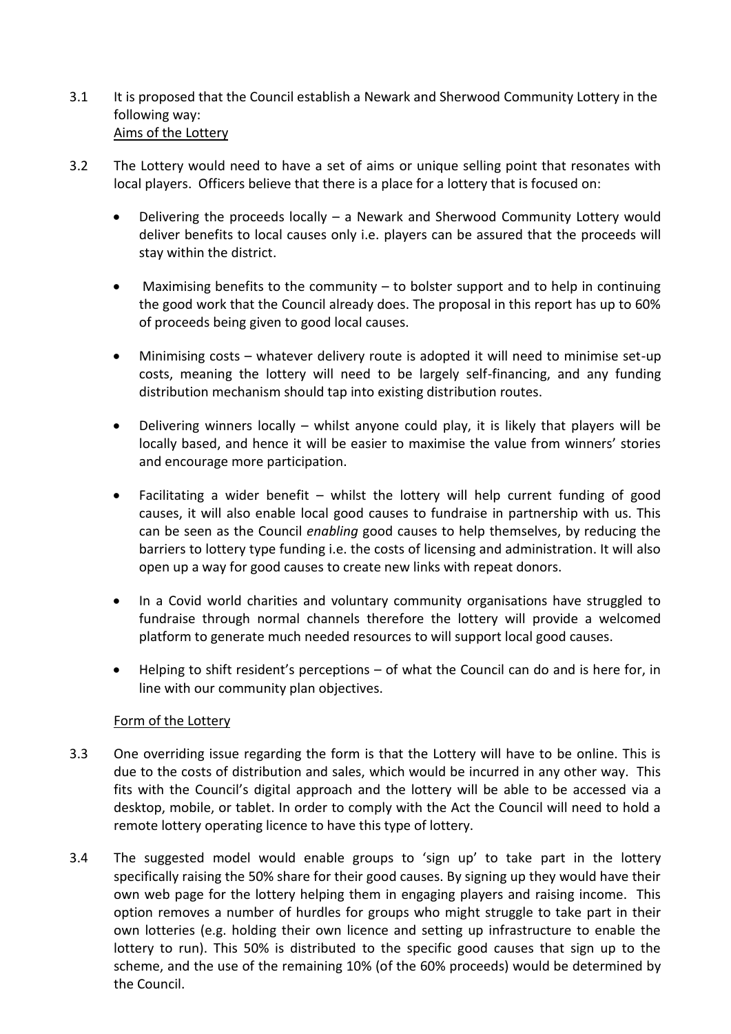3.1 It is proposed that the Council establish a Newark and Sherwood Community Lottery in the following way:

Aims of the Lottery

3.2 The Lottery would need to have a set of aims or unique selling point that resonates with local players. Officers believe that there is a place for a lottery that is focused on:

- Delivering the proceeds locally – a Newark and Sherwood Community Lottery would deliver benefits to local causes only i.e. players can be assured that the proceeds will stay within the district.
- Maximising benefits to the community – to bolster support and to help in continuing the good work that the Council already does. The proposal in this report has up to 60% of proceeds being given to good local causes.
- Minimising costs – whatever delivery route is adopted it will need to minimise set-up costs, meaning the lottery will need to be largely self-financing, and any funding distribution mechanism should tap into existing distribution routes.
- Delivering winners locally – whilst anyone could play, it is likely that players will be locally based, and hence it will be easier to maximise the value from winners' stories and encourage more participation.
- Facilitating a wider benefit – whilst the lottery will help current funding of good causes, it will also enable local good causes to fundraise in partnership with us. This can be seen as the Council *enabling* good causes to help themselves, by reducing the barriers to lottery type funding i.e. the costs of licensing and administration. It will also open up a way for good causes to create new links with repeat donors.
- In a Covid world charities and voluntary community organisations have struggled to fundraise through normal channels therefore the lottery will provide a welcomed platform to generate much needed resources to will support local good causes.
- Helping to shift resident's perceptions – of what the Council can do and is here for, in line with our community plan objectives.

Form of the Lottery

3.3 One overriding issue regarding the form is that the Lottery will have to be online. This is due to the costs of distribution and sales, which would be incurred in any other way. This fits with the Council's digital approach and the lottery will be able to be accessed via a desktop, mobile, or tablet. In order to comply with the Act the Council will need to hold a remote lottery operating licence to have this type of lottery.

3.4 The suggested model would enable groups to 'sign up' to take part in the lottery specifically raising the 50% share for their good causes. By signing up they would have their own web page for the lottery helping them in engaging players and raising income. This option removes a number of hurdles for groups who might struggle to take part in their own lotteries (e.g. holding their own licence and setting up infrastructure to enable the lottery to run). This 50% is distributed to the specific good causes that sign up to the scheme, and the use of the remaining 10% (of the 60% proceeds) would be determined by the Council.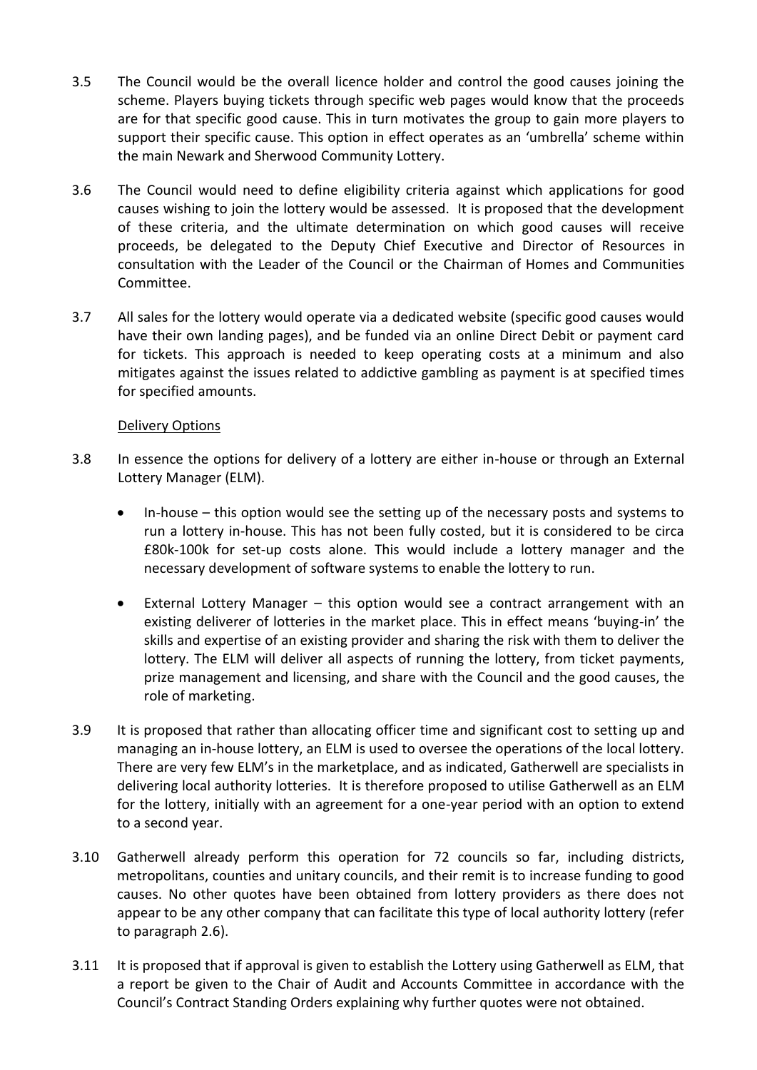3.5 The Council would be the overall licence holder and control the good causes joining the scheme. Players buying tickets through specific web pages would know that the proceeds are for that specific good cause. This in turn motivates the group to gain more players to support their specific cause. This option in effect operates as an 'umbrella' scheme within the main Newark and Sherwood Community Lottery.

3.6 The Council would need to define eligibility criteria against which applications for good causes wishing to join the lottery would be assessed. It is proposed that the development of these criteria, and the ultimate determination on which good causes will receive proceeds, be delegated to the Deputy Chief Executive and Director of Resources in consultation with the Leader of the Council or the Chairman of Homes and Communities Committee.

3.7 All sales for the lottery would operate via a dedicated website (specific good causes would have their own landing pages), and be funded via an online Direct Debit or payment card for tickets. This approach is needed to keep operating costs at a minimum and also mitigates against the issues related to addictive gambling as payment is at specified times for specified amounts.

<u>Delivery Options</u>

3.8 In essence the options for delivery of a lottery are either in-house or through an External Lottery Manager (ELM).

- In-house – this option would see the setting up of the necessary posts and systems to run a lottery in-house. This has not been fully costed, but it is considered to be circa £80k-100k for set-up costs alone. This would include a lottery manager and the necessary development of software systems to enable the lottery to run.

- External Lottery Manager – this option would see a contract arrangement with an existing deliverer of lotteries in the market place. This in effect means 'buying-in' the skills and expertise of an existing provider and sharing the risk with them to deliver the lottery. The ELM will deliver all aspects of running the lottery, from ticket payments, prize management and licensing, and share with the Council and the good causes, the role of marketing.

3.9 It is proposed that rather than allocating officer time and significant cost to setting up and managing an in-house lottery, an ELM is used to oversee the operations of the local lottery. There are very few ELM's in the marketplace, and as indicated, Gatherwell are specialists in delivering local authority lotteries. It is therefore proposed to utilise Gatherwell as an ELM for the lottery, initially with an agreement for a one-year period with an option to extend to a second year.

3.10 Gatherwell already perform this operation for 72 councils so far, including districts, metropolitans, counties and unitary councils, and their remit is to increase funding to good causes. No other quotes have been obtained from lottery providers as there does not appear to be any other company that can facilitate this type of local authority lottery (refer to paragraph 2.6).

3.11 It is proposed that if approval is given to establish the Lottery using Gatherwell as ELM, that a report be given to the Chair of Audit and Accounts Committee in accordance with the Council's Contract Standing Orders explaining why further quotes were not obtained.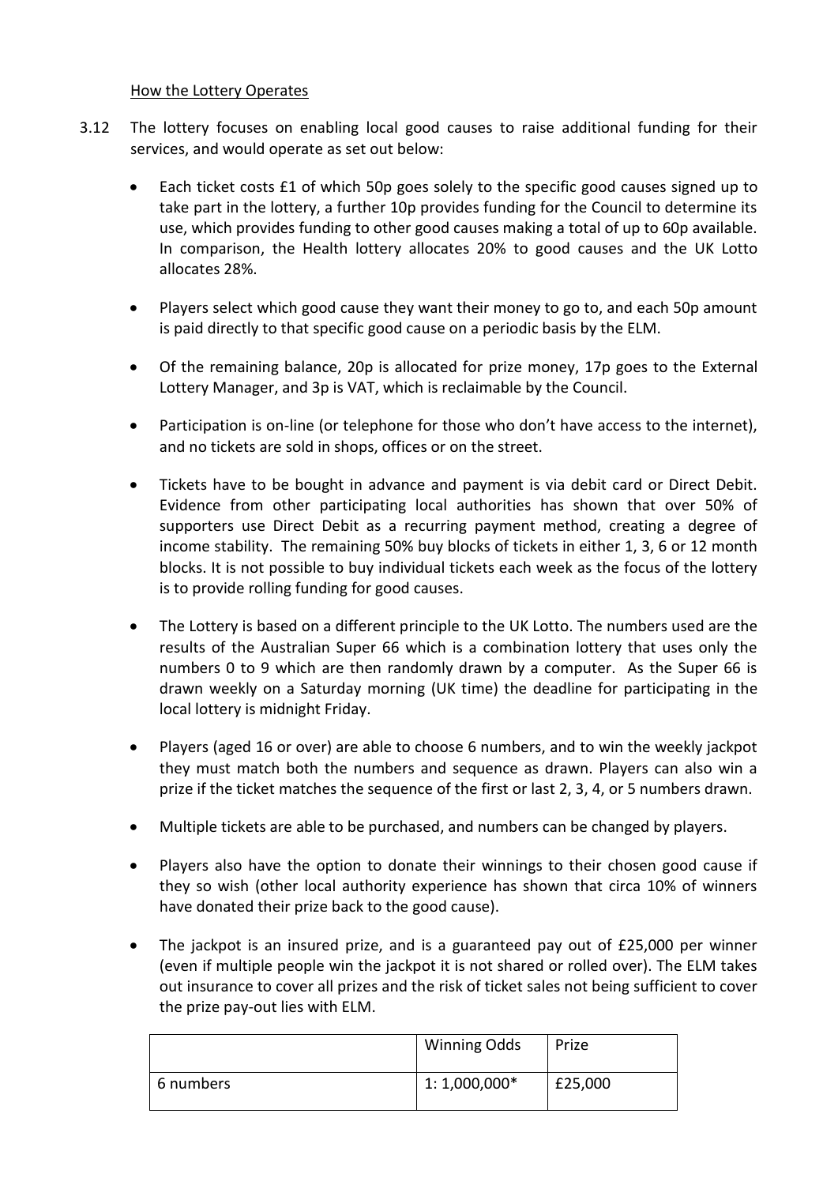How the Lottery Operates

3.12 The lottery focuses on enabling local good causes to raise additional funding for their services, and would operate as set out below:

- Each ticket costs £1 of which 50p goes solely to the specific good causes signed up to take part in the lottery, a further 10p provides funding for the Council to determine its use, which provides funding to other good causes making a total of up to 60p available. In comparison, the Health lottery allocates 20% to good causes and the UK Lotto allocates 28%.
- Players select which good cause they want their money to go to, and each 50p amount is paid directly to that specific good cause on a periodic basis by the ELM.
- Of the remaining balance, 20p is allocated for prize money, 17p goes to the External Lottery Manager, and 3p is VAT, which is reclaimable by the Council.
- Participation is on-line (or telephone for those who don't have access to the internet), and no tickets are sold in shops, offices or on the street.
- Tickets have to be bought in advance and payment is via debit card or Direct Debit. Evidence from other participating local authorities has shown that over 50% of supporters use Direct Debit as a recurring payment method, creating a degree of income stability. The remaining 50% buy blocks of tickets in either 1, 3, 6 or 12 month blocks. It is not possible to buy individual tickets each week as the focus of the lottery is to provide rolling funding for good causes.
- The Lottery is based on a different principle to the UK Lotto. The numbers used are the results of the Australian Super 66 which is a combination lottery that uses only the numbers 0 to 9 which are then randomly drawn by a computer. As the Super 66 is drawn weekly on a Saturday morning (UK time) the deadline for participating in the local lottery is midnight Friday.
- Players (aged 16 or over) are able to choose 6 numbers, and to win the weekly jackpot they must match both the numbers and sequence as drawn. Players can also win a prize if the ticket matches the sequence of the first or last 2, 3, 4, or 5 numbers drawn.
- Multiple tickets are able to be purchased, and numbers can be changed by players.
- Players also have the option to donate their winnings to their chosen good cause if they so wish (other local authority experience has shown that circa 10% of winners have donated their prize back to the good cause).
- The jackpot is an insured prize, and is a guaranteed pay out of £25,000 per winner (even if multiple people win the jackpot it is not shared or rolled over). The ELM takes out insurance to cover all prizes and the risk of ticket sales not being sufficient to cover the prize pay-out lies with ELM.

| | Winning Odds | Prize |
|---|---|---|
| 6 numbers | 1: 1,000,000* | £25,000 |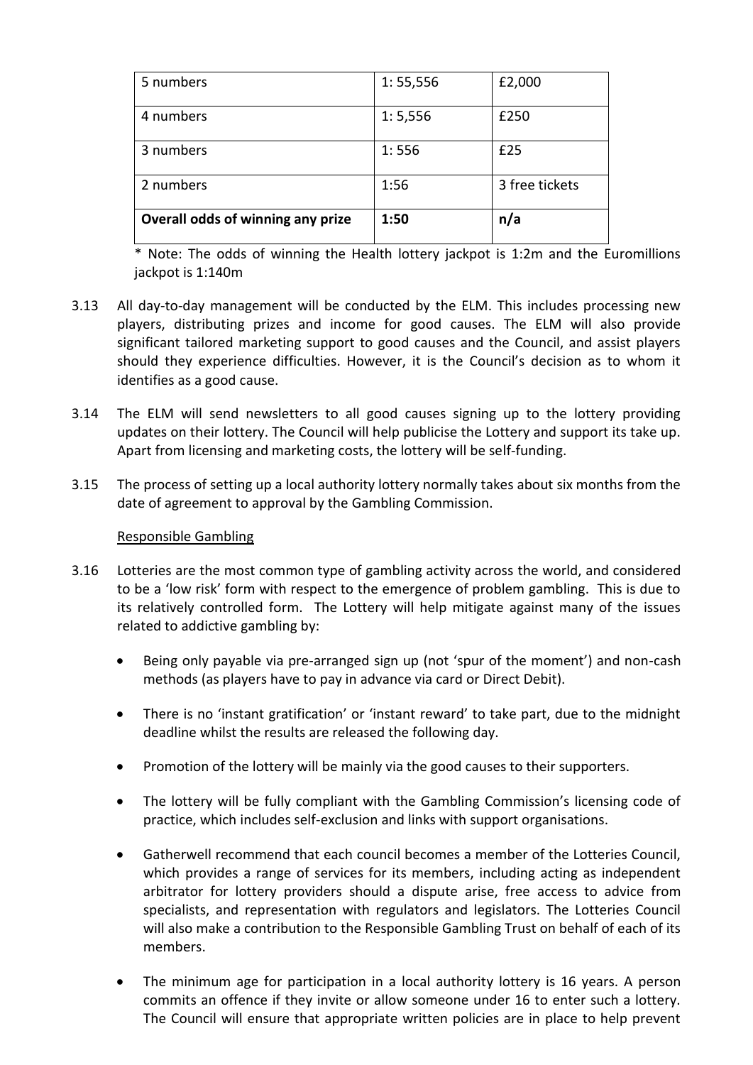| 5 numbers | 1: 55,556 | £2,000 |
|---|---|---|
| 4 numbers | 1: 5,556 | £250 |
| 3 numbers | 1: 556 | £25 |
| 2 numbers | 1:56 | 3 free tickets |
| **Overall odds of winning any prize** | **1:50** | **n/a** |

* Note: The odds of winning the Health lottery jackpot is 1:2m and the Euromillions jackpot is 1:140m

3.13 All day-to-day management will be conducted by the ELM. This includes processing new players, distributing prizes and income for good causes. The ELM will also provide significant tailored marketing support to good causes and the Council, and assist players should they experience difficulties. However, it is the Council's decision as to whom it identifies as a good cause.

3.14 The ELM will send newsletters to all good causes signing up to the lottery providing updates on their lottery. The Council will help publicise the Lottery and support its take up. Apart from licensing and marketing costs, the lottery will be self-funding.

3.15 The process of setting up a local authority lottery normally takes about six months from the date of agreement to approval by the Gambling Commission.

Responsible Gambling

3.16 Lotteries are the most common type of gambling activity across the world, and considered to be a 'low risk' form with respect to the emergence of problem gambling. This is due to its relatively controlled form. The Lottery will help mitigate against many of the issues related to addictive gambling by:

- Being only payable via pre-arranged sign up (not 'spur of the moment') and non-cash methods (as players have to pay in advance via card or Direct Debit).
- There is no 'instant gratification' or 'instant reward' to take part, due to the midnight deadline whilst the results are released the following day.
- Promotion of the lottery will be mainly via the good causes to their supporters.
- The lottery will be fully compliant with the Gambling Commission's licensing code of practice, which includes self-exclusion and links with support organisations.
- Gatherwell recommend that each council becomes a member of the Lotteries Council, which provides a range of services for its members, including acting as independent arbitrator for lottery providers should a dispute arise, free access to advice from specialists, and representation with regulators and legislators. The Lotteries Council will also make a contribution to the Responsible Gambling Trust on behalf of each of its members.
- The minimum age for participation in a local authority lottery is 16 years. A person commits an offence if they invite or allow someone under 16 to enter such a lottery. The Council will ensure that appropriate written policies are in place to help prevent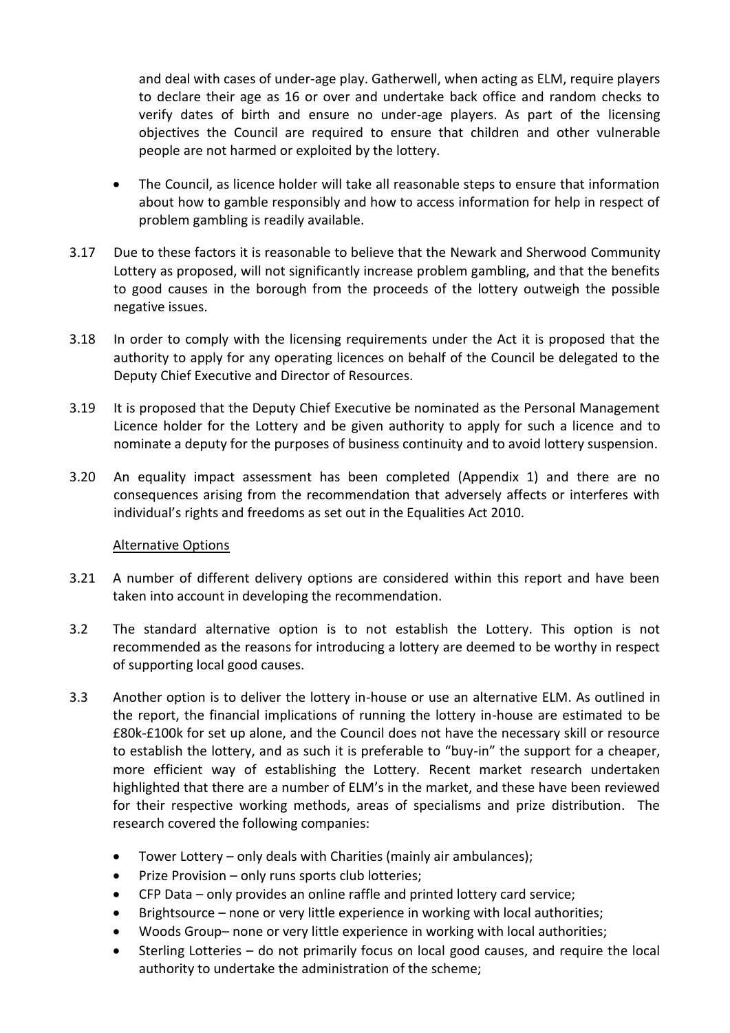and deal with cases of under-age play. Gatherwell, when acting as ELM, require players to declare their age as 16 or over and undertake back office and random checks to verify dates of birth and ensure no under-age players. As part of the licensing objectives the Council are required to ensure that children and other vulnerable people are not harmed or exploited by the lottery.

- The Council, as licence holder will take all reasonable steps to ensure that information about how to gamble responsibly and how to access information for help in respect of problem gambling is readily available.

3.17 Due to these factors it is reasonable to believe that the Newark and Sherwood Community Lottery as proposed, will not significantly increase problem gambling, and that the benefits to good causes in the borough from the proceeds of the lottery outweigh the possible negative issues.

3.18 In order to comply with the licensing requirements under the Act it is proposed that the authority to apply for any operating licences on behalf of the Council be delegated to the Deputy Chief Executive and Director of Resources.

3.19 It is proposed that the Deputy Chief Executive be nominated as the Personal Management Licence holder for the Lottery and be given authority to apply for such a licence and to nominate a deputy for the purposes of business continuity and to avoid lottery suspension.

3.20 An equality impact assessment has been completed (Appendix 1) and there are no consequences arising from the recommendation that adversely affects or interferes with individual's rights and freedoms as set out in the Equalities Act 2010.

Alternative Options

3.21 A number of different delivery options are considered within this report and have been taken into account in developing the recommendation.

3.2 The standard alternative option is to not establish the Lottery. This option is not recommended as the reasons for introducing a lottery are deemed to be worthy in respect of supporting local good causes.

3.3 Another option is to deliver the lottery in-house or use an alternative ELM. As outlined in the report, the financial implications of running the lottery in-house are estimated to be £80k-£100k for set up alone, and the Council does not have the necessary skill or resource to establish the lottery, and as such it is preferable to "buy-in" the support for a cheaper, more efficient way of establishing the Lottery. Recent market research undertaken highlighted that there are a number of ELM's in the market, and these have been reviewed for their respective working methods, areas of specialisms and prize distribution. The research covered the following companies:

- Tower Lottery – only deals with Charities (mainly air ambulances);
- Prize Provision – only runs sports club lotteries;
- CFP Data – only provides an online raffle and printed lottery card service;
- Brightsource – none or very little experience in working with local authorities;
- Woods Group– none or very little experience in working with local authorities;
- Sterling Lotteries – do not primarily focus on local good causes, and require the local authority to undertake the administration of the scheme;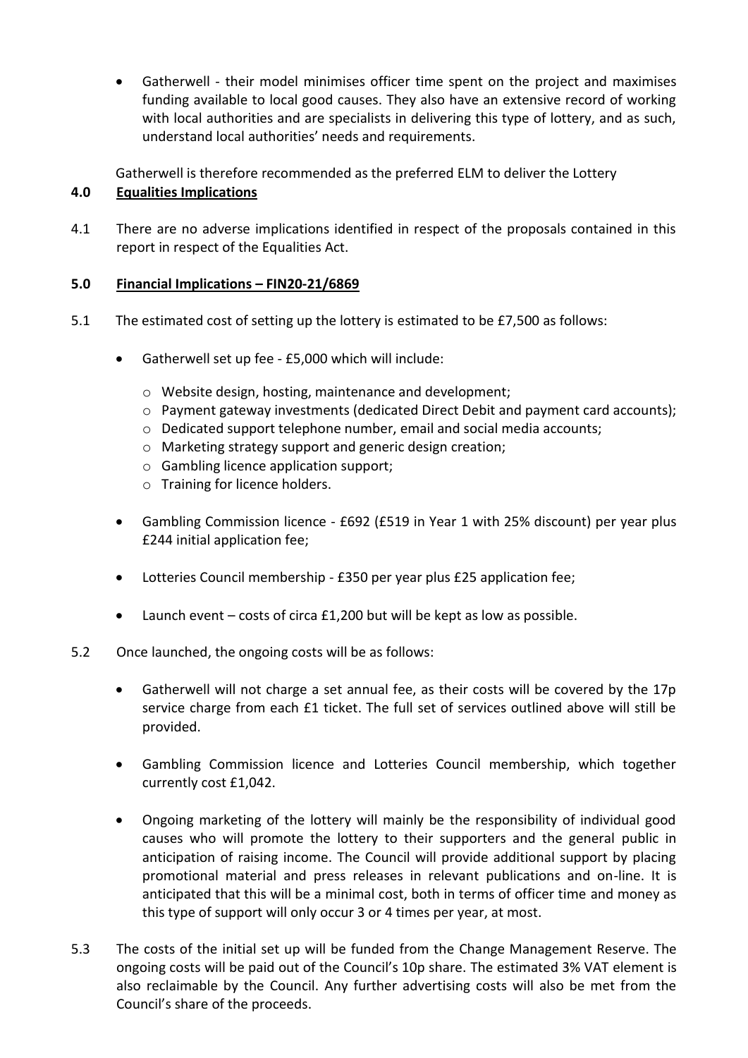- Gatherwell - their model minimises officer time spent on the project and maximises funding available to local good causes. They also have an extensive record of working with local authorities and are specialists in delivering this type of lottery, and as such, understand local authorities' needs and requirements.

Gatherwell is therefore recommended as the preferred ELM to deliver the Lottery

## 4.0 Equalities Implications

4.1 There are no adverse implications identified in respect of the proposals contained in this report in respect of the Equalities Act.

## 5.0 Financial Implications – FIN20-21/6869

5.1 The estimated cost of setting up the lottery is estimated to be £7,500 as follows:

- Gatherwell set up fee - £5,000 which will include:
  - Website design, hosting, maintenance and development;
  - Payment gateway investments (dedicated Direct Debit and payment card accounts);
  - Dedicated support telephone number, email and social media accounts;
  - Marketing strategy support and generic design creation;
  - Gambling licence application support;
  - Training for licence holders.
- Gambling Commission licence - £692 (£519 in Year 1 with 25% discount) per year plus £244 initial application fee;
- Lotteries Council membership - £350 per year plus £25 application fee;
- Launch event – costs of circa £1,200 but will be kept as low as possible.

5.2 Once launched, the ongoing costs will be as follows:

- Gatherwell will not charge a set annual fee, as their costs will be covered by the 17p service charge from each £1 ticket. The full set of services outlined above will still be provided.
- Gambling Commission licence and Lotteries Council membership, which together currently cost £1,042.
- Ongoing marketing of the lottery will mainly be the responsibility of individual good causes who will promote the lottery to their supporters and the general public in anticipation of raising income. The Council will provide additional support by placing promotional material and press releases in relevant publications and on-line. It is anticipated that this will be a minimal cost, both in terms of officer time and money as this type of support will only occur 3 or 4 times per year, at most.

5.3 The costs of the initial set up will be funded from the Change Management Reserve. The ongoing costs will be paid out of the Council's 10p share. The estimated 3% VAT element is also reclaimable by the Council. Any further advertising costs will also be met from the Council's share of the proceeds.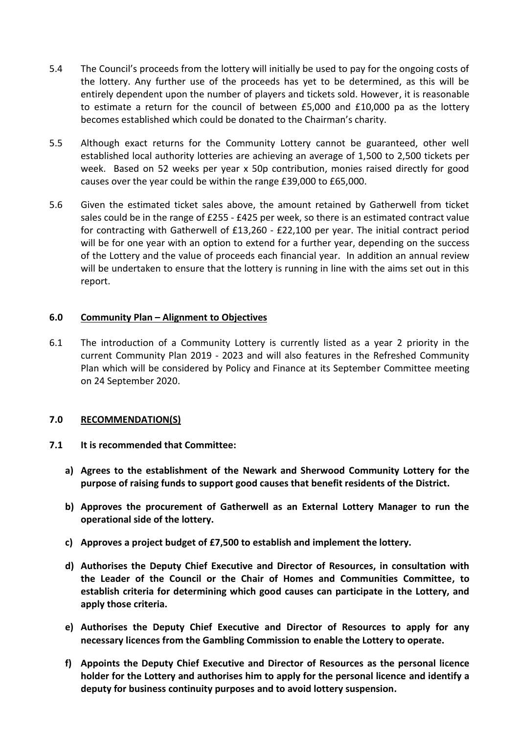5.4 The Council's proceeds from the lottery will initially be used to pay for the ongoing costs of the lottery. Any further use of the proceeds has yet to be determined, as this will be entirely dependent upon the number of players and tickets sold. However, it is reasonable to estimate a return for the council of between £5,000 and £10,000 pa as the lottery becomes established which could be donated to the Chairman's charity.

5.5 Although exact returns for the Community Lottery cannot be guaranteed, other well established local authority lotteries are achieving an average of 1,500 to 2,500 tickets per week. Based on 52 weeks per year x 50p contribution, monies raised directly for good causes over the year could be within the range £39,000 to £65,000.

5.6 Given the estimated ticket sales above, the amount retained by Gatherwell from ticket sales could be in the range of £255 - £425 per week, so there is an estimated contract value for contracting with Gatherwell of £13,260 - £22,100 per year. The initial contract period will be for one year with an option to extend for a further year, depending on the success of the Lottery and the value of proceeds each financial year. In addition an annual review will be undertaken to ensure that the lottery is running in line with the aims set out in this report.

## 6.0 Community Plan – Alignment to Objectives

6.1 The introduction of a Community Lottery is currently listed as a year 2 priority in the current Community Plan 2019 - 2023 and will also features in the Refreshed Community Plan which will be considered by Policy and Finance at its September Committee meeting on 24 September 2020.

## 7.0 RECOMMENDATION(S)

**7.1 It is recommended that Committee:**

**a) Agrees to the establishment of the Newark and Sherwood Community Lottery for the purpose of raising funds to support good causes that benefit residents of the District.**

**b) Approves the procurement of Gatherwell as an External Lottery Manager to run the operational side of the lottery.**

**c) Approves a project budget of £7,500 to establish and implement the lottery.**

**d) Authorises the Deputy Chief Executive and Director of Resources, in consultation with the Leader of the Council or the Chair of Homes and Communities Committee, to establish criteria for determining which good causes can participate in the Lottery, and apply those criteria.**

**e) Authorises the Deputy Chief Executive and Director of Resources to apply for any necessary licences from the Gambling Commission to enable the Lottery to operate.**

**f) Appoints the Deputy Chief Executive and Director of Resources as the personal licence holder for the Lottery and authorises him to apply for the personal licence and identify a deputy for business continuity purposes and to avoid lottery suspension.**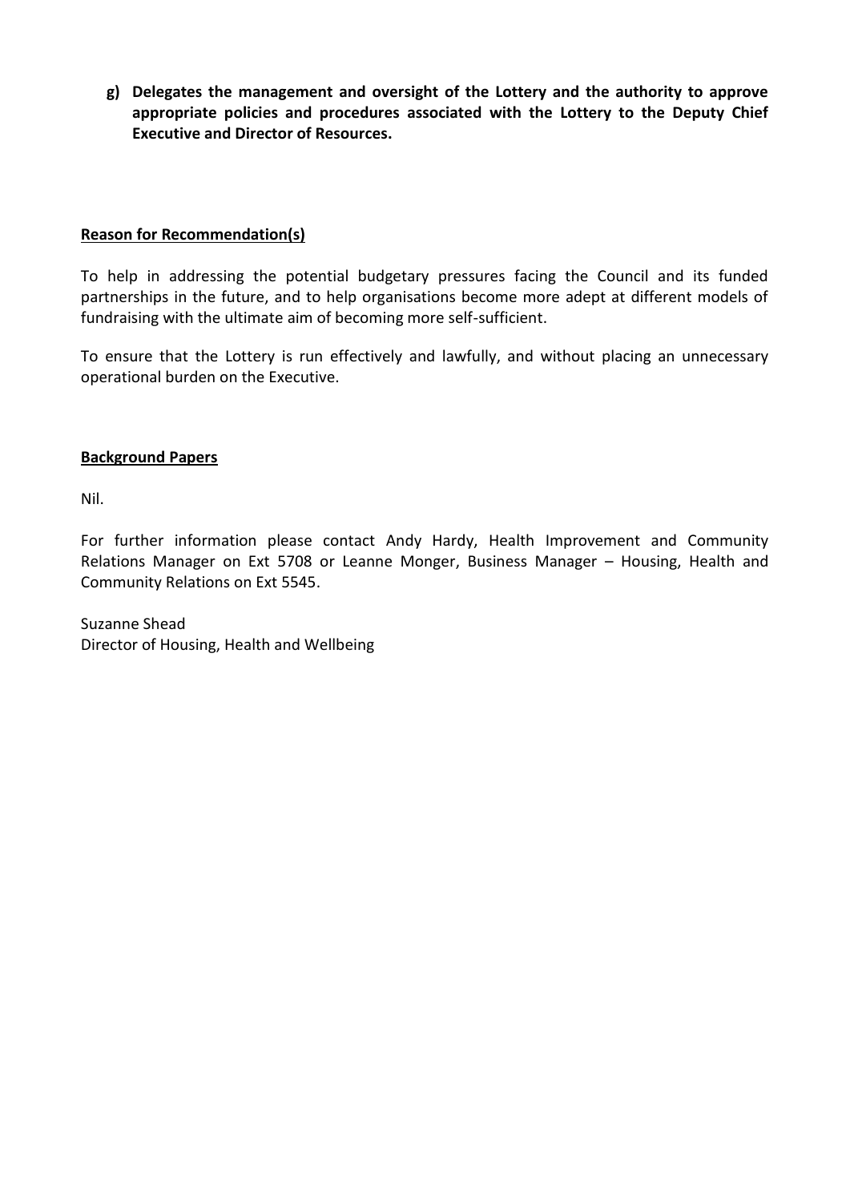**g) Delegates the management and oversight of the Lottery and the authority to approve appropriate policies and procedures associated with the Lottery to the Deputy Chief Executive and Director of Resources.**

**Reason for Recommendation(s)**

To help in addressing the potential budgetary pressures facing the Council and its funded partnerships in the future, and to help organisations become more adept at different models of fundraising with the ultimate aim of becoming more self-sufficient.

To ensure that the Lottery is run effectively and lawfully, and without placing an unnecessary operational burden on the Executive.

**Background Papers**

Nil.

For further information please contact Andy Hardy, Health Improvement and Community Relations Manager on Ext 5708 or Leanne Monger, Business Manager – Housing, Health and Community Relations on Ext 5545.

Suzanne Shead
Director of Housing, Health and Wellbeing